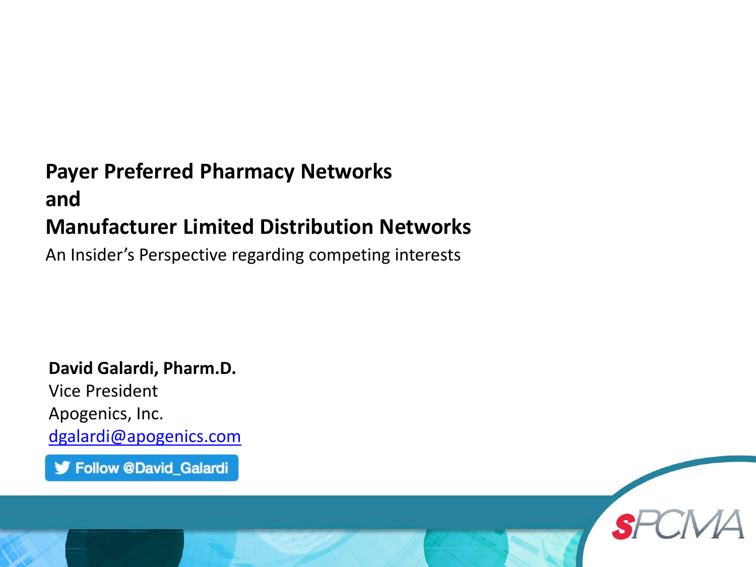# Payer Preferred Pharmacy Networks
# and
# Manufacturer Limited Distribution Networks

An Insider's Perspective regarding competing interests

**David Galardi, Pharm.D.**
Vice President
Apogenics, Inc.
dgalardi@apogenics.com

Follow @David_Galardi

SPCMA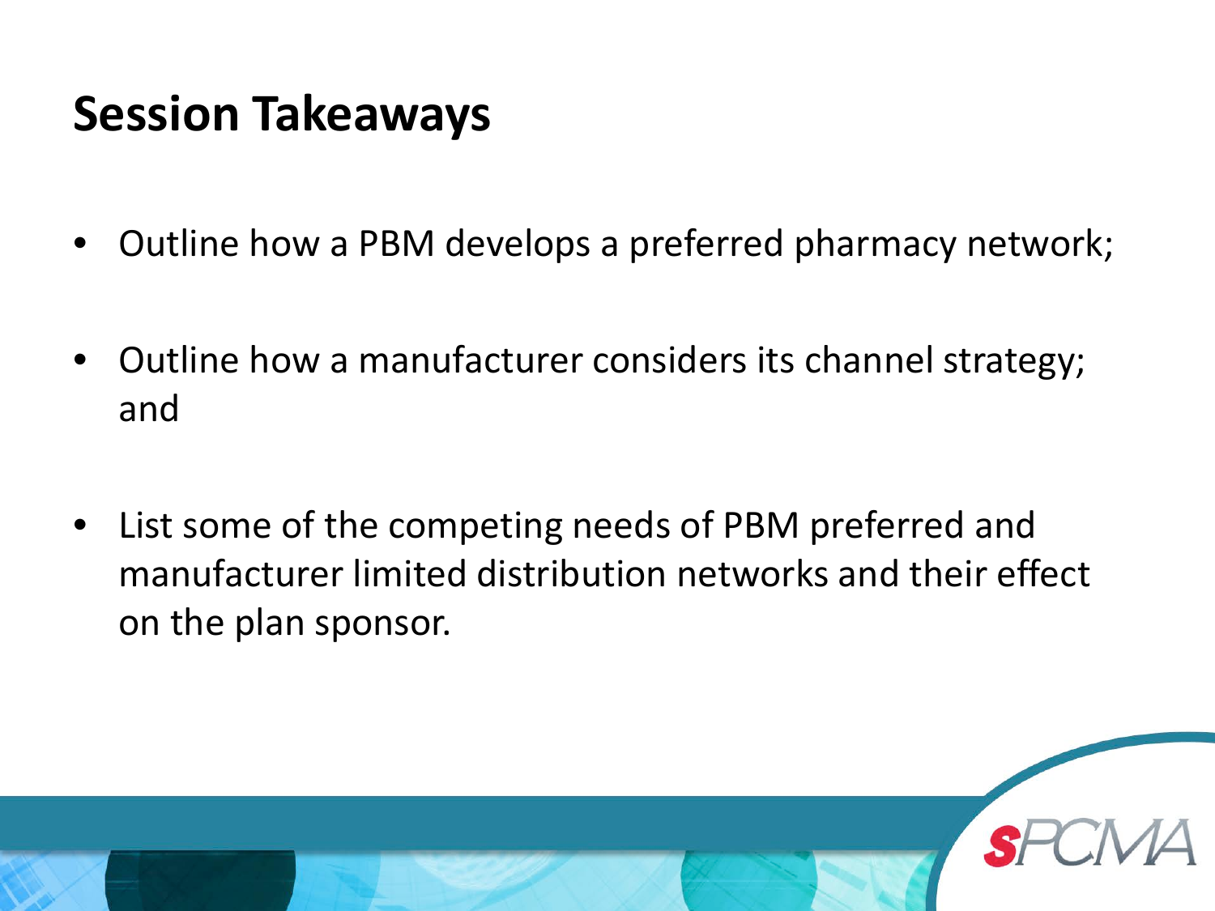# Session Takeaways

- Outline how a PBM develops a preferred pharmacy network;
- Outline how a manufacturer considers its channel strategy; and
- List some of the competing needs of PBM preferred and manufacturer limited distribution networks and their effect on the plan sponsor.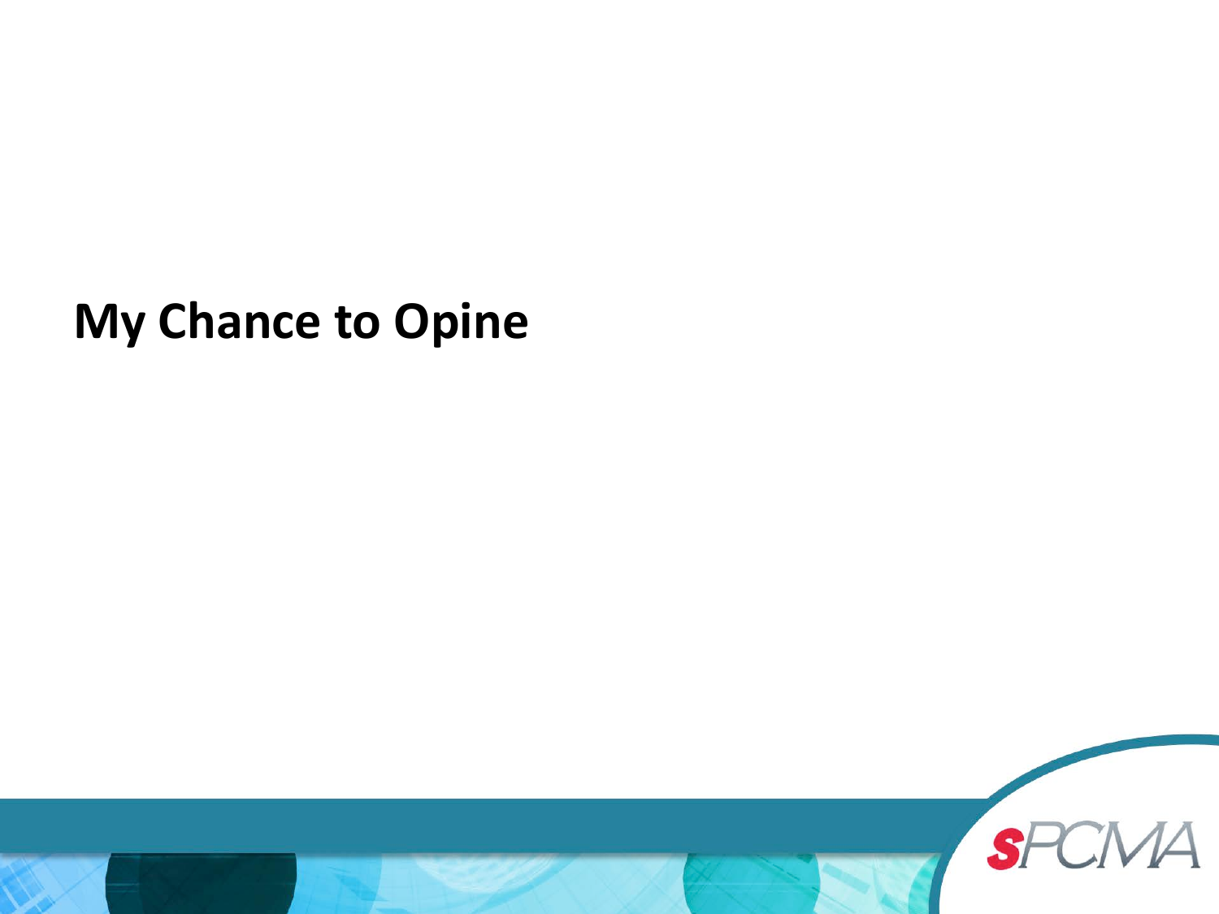# My Chance to Opine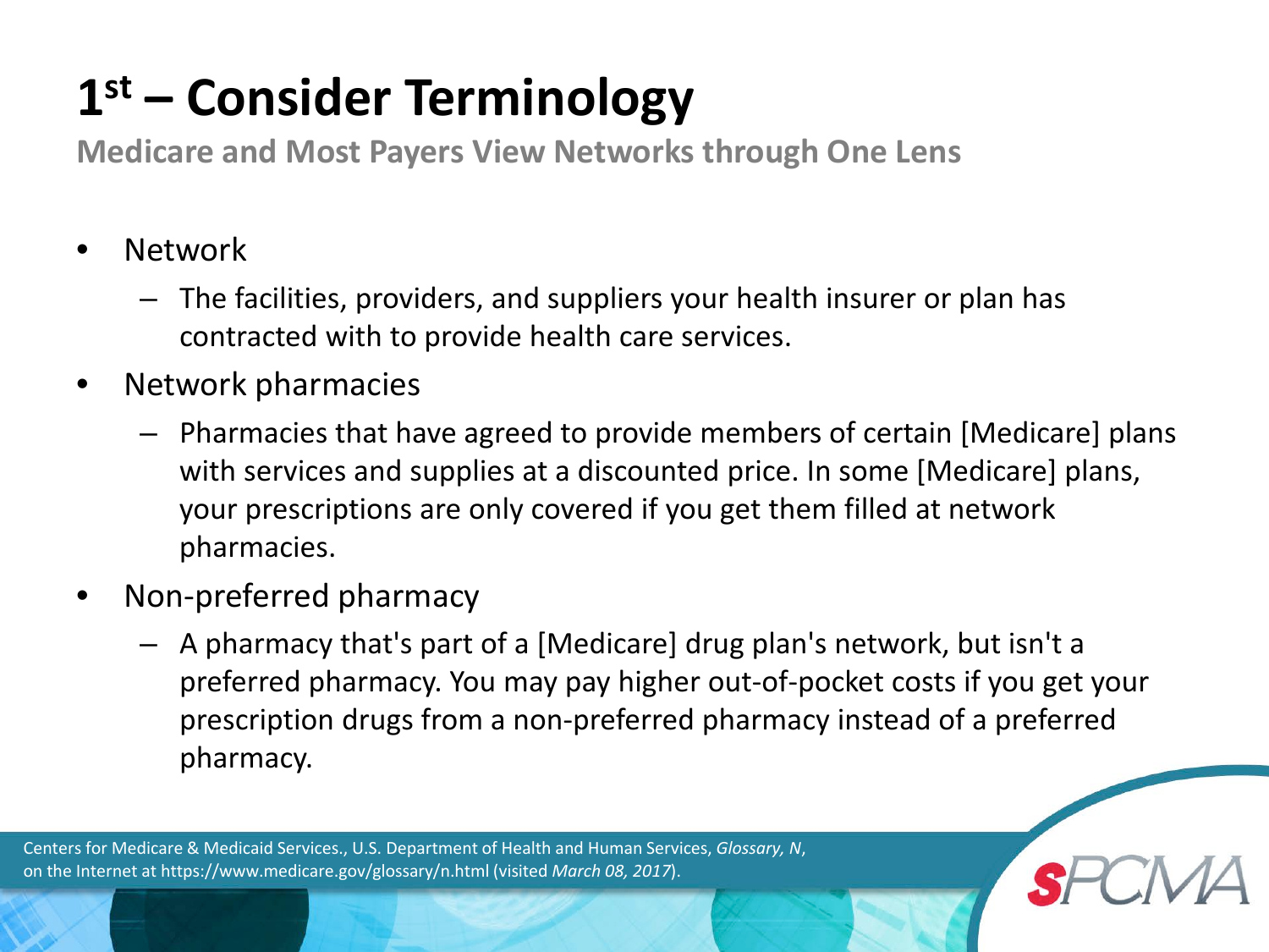# 1st – Consider Terminology

**Medicare and Most Payers View Networks through One Lens**

- Network
  - The facilities, providers, and suppliers your health insurer or plan has contracted with to provide health care services.
- Network pharmacies
  - Pharmacies that have agreed to provide members of certain [Medicare] plans with services and supplies at a discounted price. In some [Medicare] plans, your prescriptions are only covered if you get them filled at network pharmacies.
- Non-preferred pharmacy
  - A pharmacy that's part of a [Medicare] drug plan's network, but isn't a preferred pharmacy. You may pay higher out-of-pocket costs if you get your prescription drugs from a non-preferred pharmacy instead of a preferred pharmacy.

Centers for Medicare & Medicaid Services., U.S. Department of Health and Human Services, *Glossary, N*, on the Internet at https://www.medicare.gov/glossary/n.html (visited *March 08, 2017*).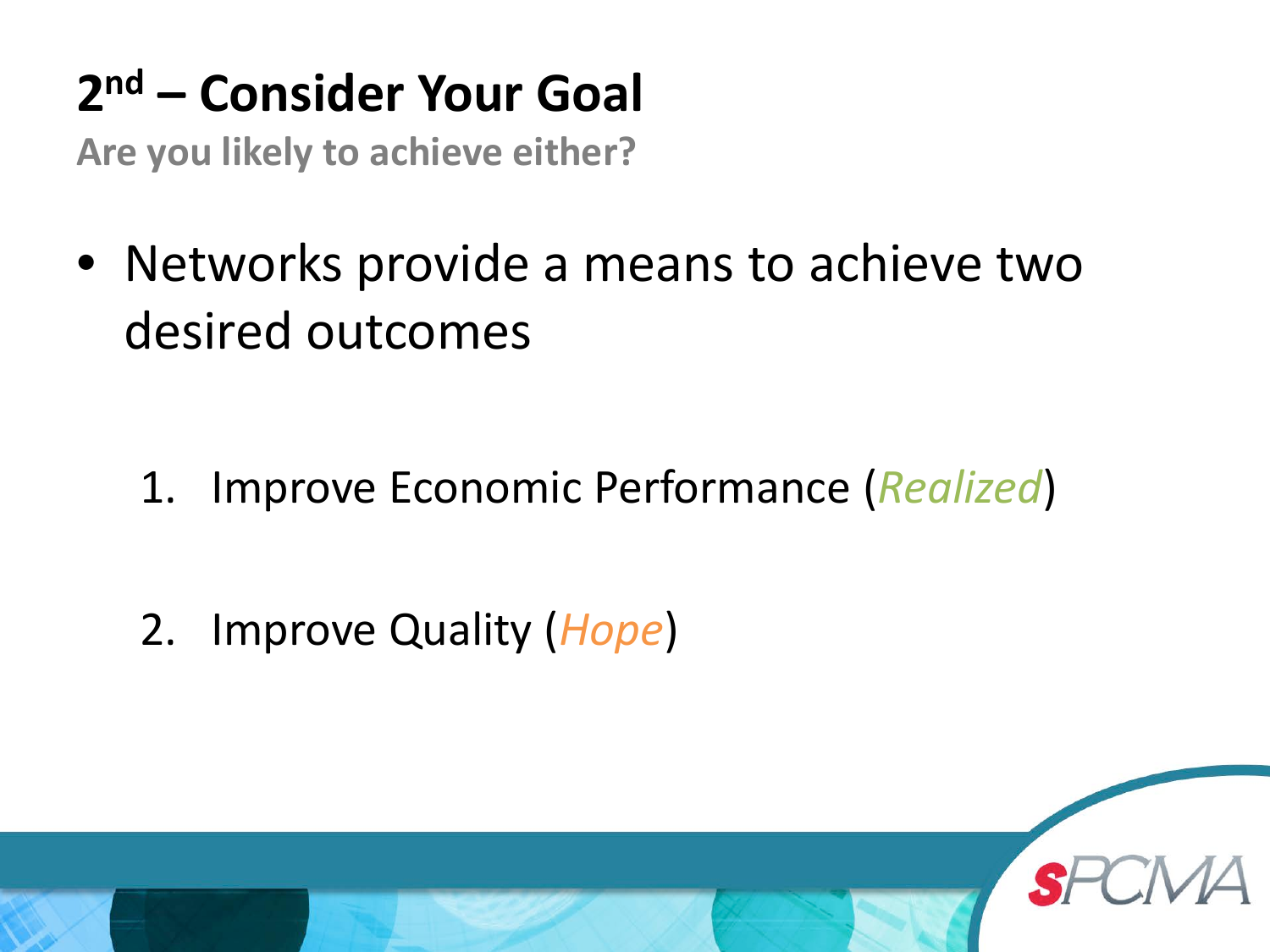# 2nd – Consider Your Goal

**Are you likely to achieve either?**

- Networks provide a means to achieve two desired outcomes

1. Improve Economic Performance (*Realized*)

2. Improve Quality (*Hope*)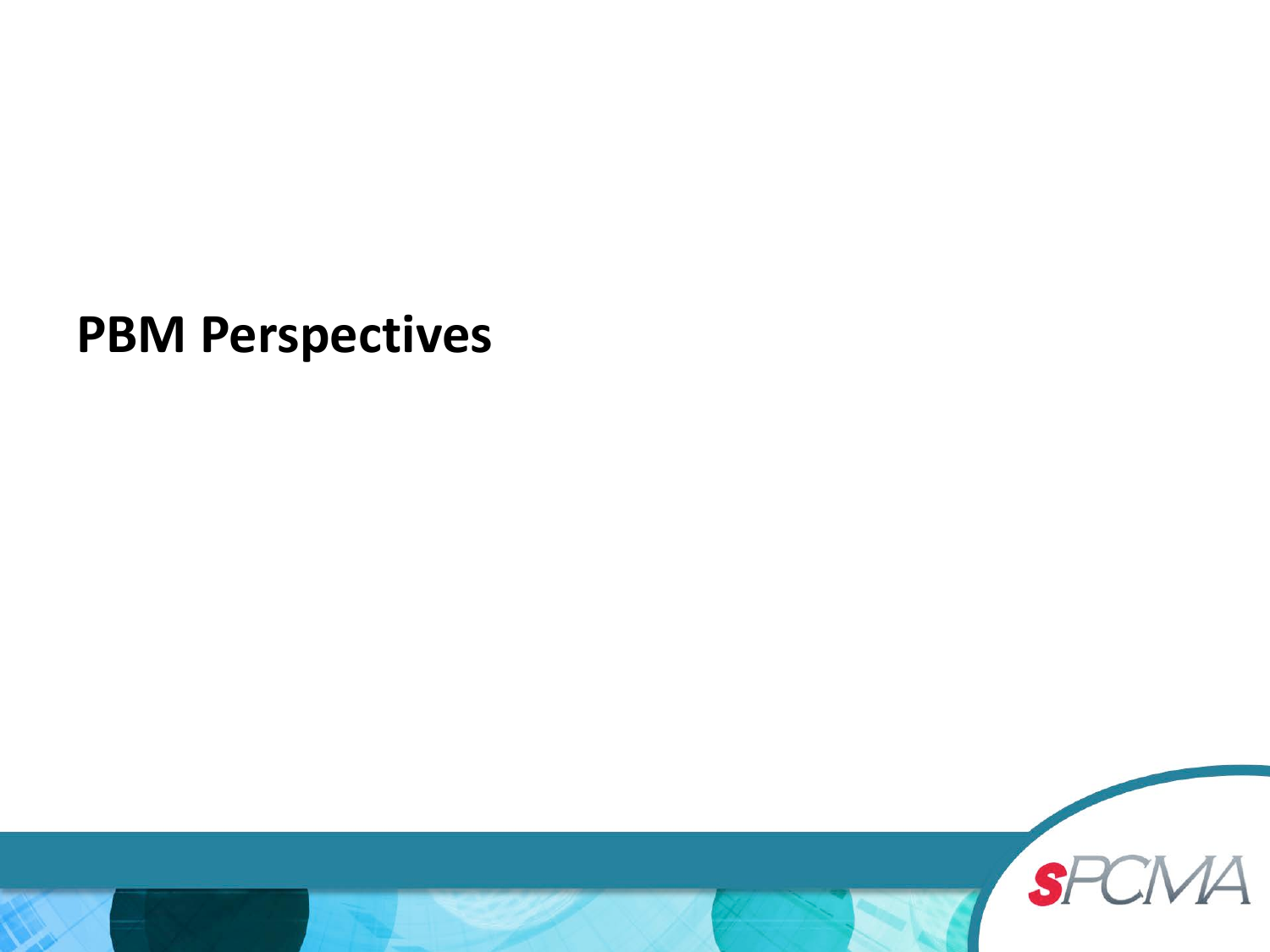# PBM Perspectives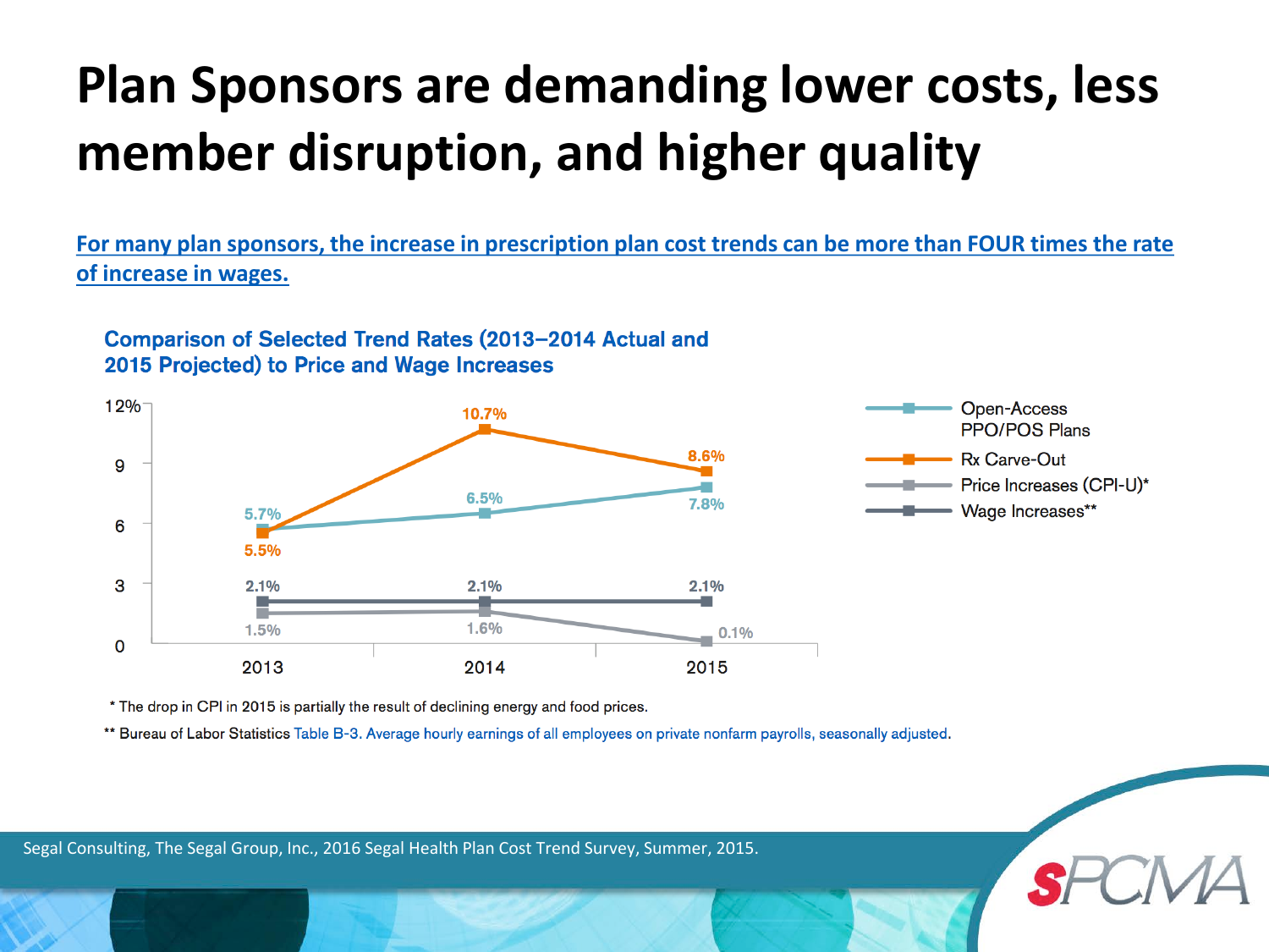# Plan Sponsors are demanding lower costs, less member disruption, and higher quality

For many plan sponsors, the increase in prescription plan cost trends can be more than FOUR times the rate of increase in wages.

## Comparison of Selected Trend Rates (2013–2014 Actual and 2015 Projected) to Price and Wage Increases

| | 2013 | 2014 | 2015 |
|---|---|---|---|
| Open-Access PPO/POS Plans | 5.7% | 6.5% | 7.8% |
| Rx Carve-Out | 5.5% | 10.7% | 8.6% |
| Price Increases (CPI-U)* | 1.5% | 1.6% | 0.1% |
| Wage Increases** | 2.1% | 2.1% | 2.1% |

\* The drop in CPI in 2015 is partially the result of declining energy and food prices.

\*\* Bureau of Labor Statistics Table B-3. Average hourly earnings of all employees on private nonfarm payrolls, seasonally adjusted.

Segal Consulting, The Segal Group, Inc., 2016 Segal Health Plan Cost Trend Survey, Summer, 2015.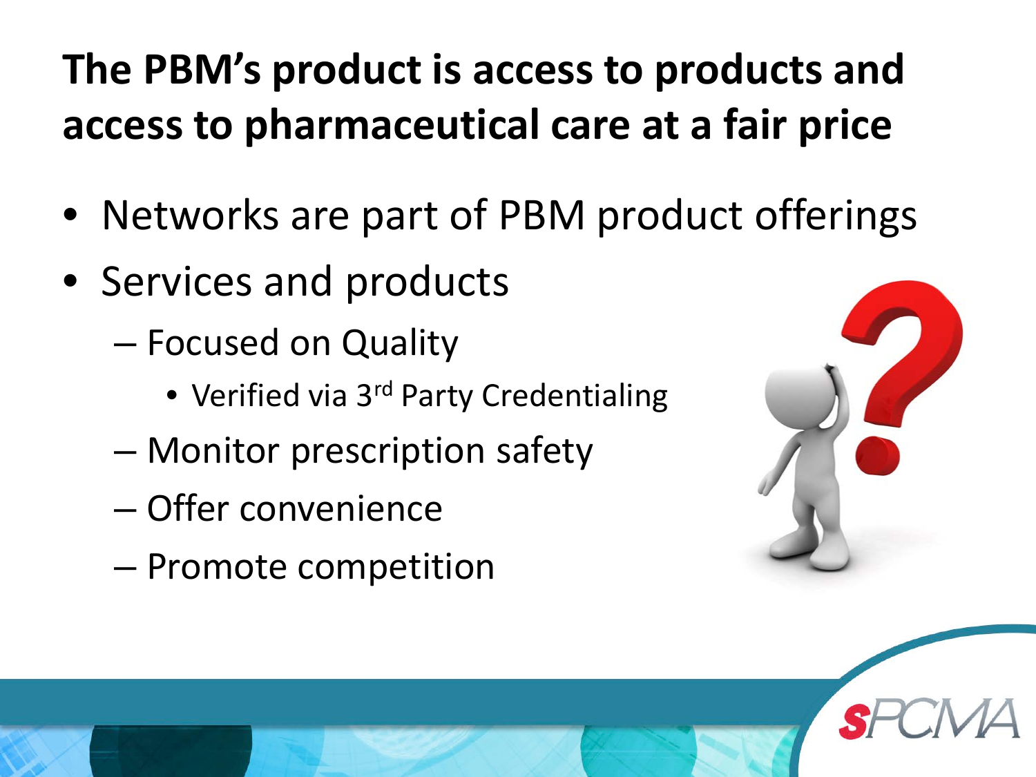# The PBM's product is access to products and access to pharmaceutical care at a fair price

- Networks are part of PBM product offerings
- Services and products
  - Focused on Quality
    - Verified via 3rd Party Credentialing
  - Monitor prescription safety
  - Offer convenience
  - Promote competition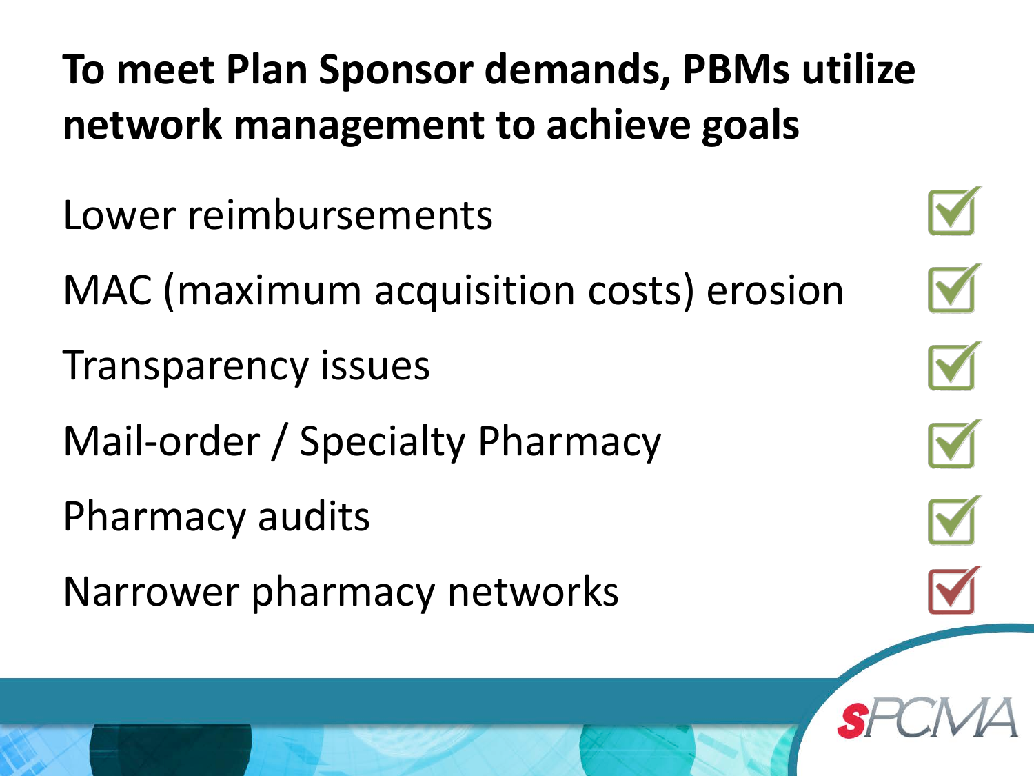# To meet Plan Sponsor demands, PBMs utilize network management to achieve goals

- Lower reimbursements
- MAC (maximum acquisition costs) erosion
- Transparency issues
- Mail-order / Specialty Pharmacy
- Pharmacy audits
- Narrower pharmacy networks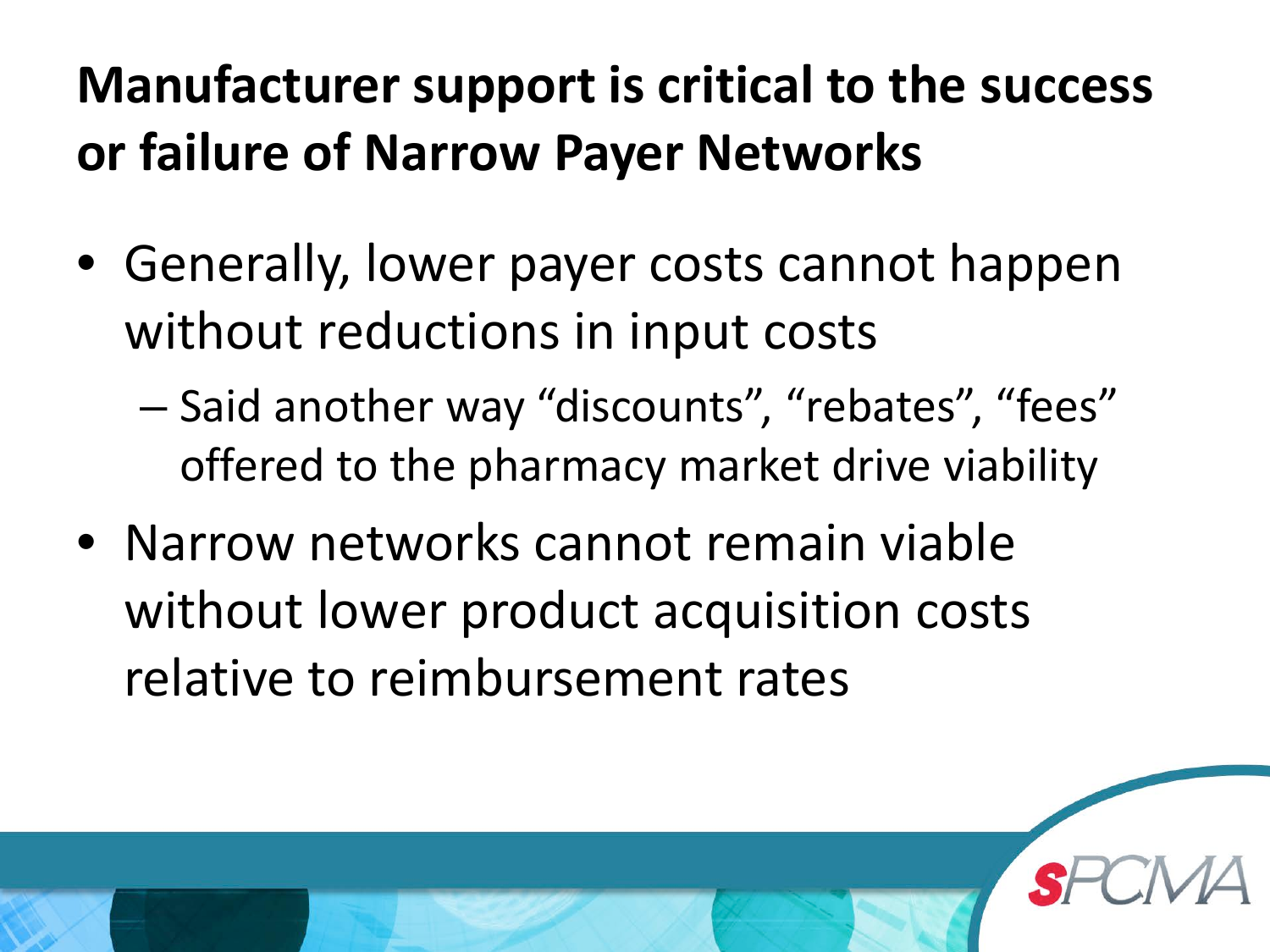# Manufacturer support is critical to the success or failure of Narrow Payer Networks

- Generally, lower payer costs cannot happen without reductions in input costs
  - Said another way “discounts”, “rebates”, “fees” offered to the pharmacy market drive viability
- Narrow networks cannot remain viable without lower product acquisition costs relative to reimbursement rates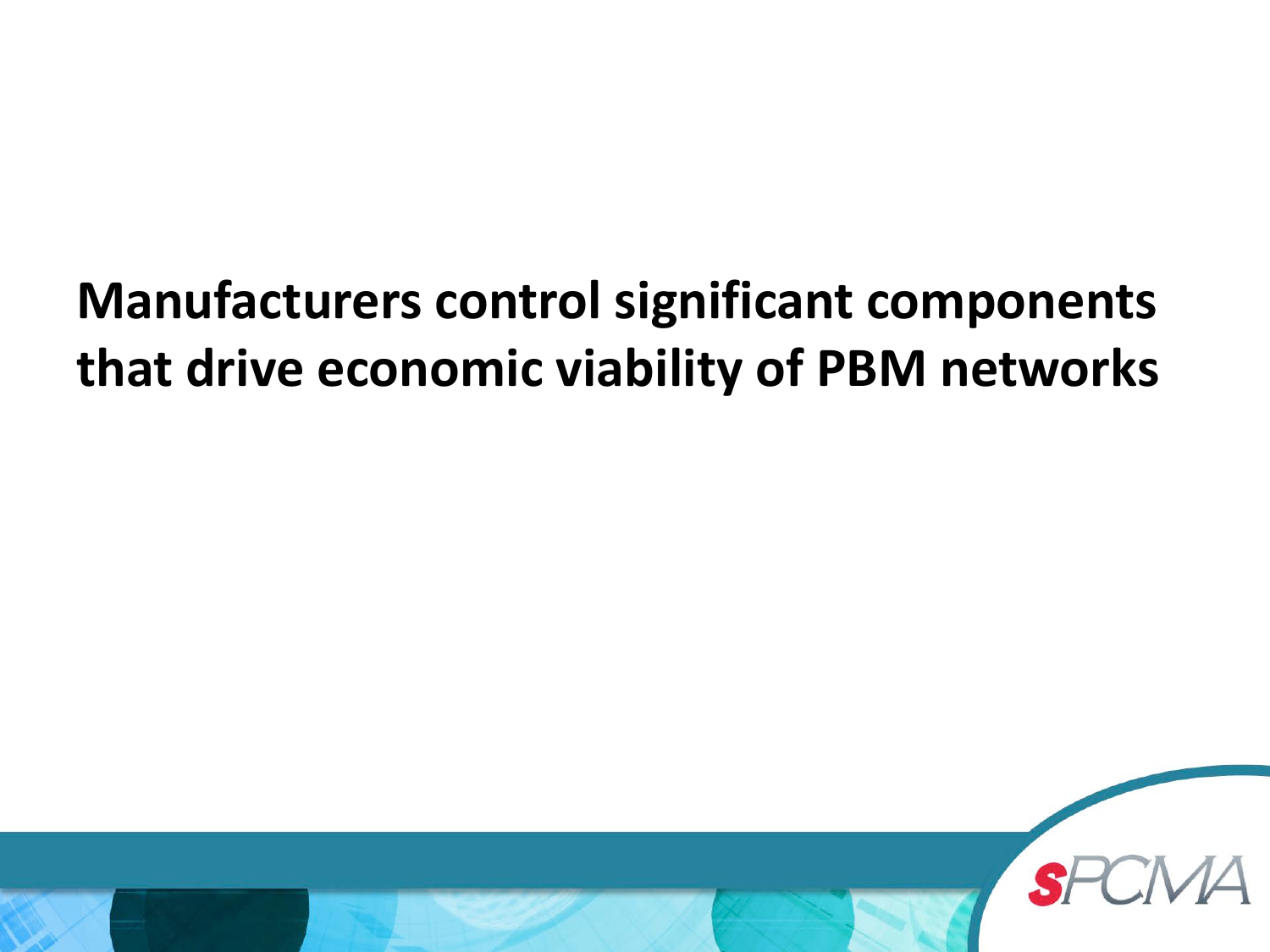# Manufacturers control significant components that drive economic viability of PBM networks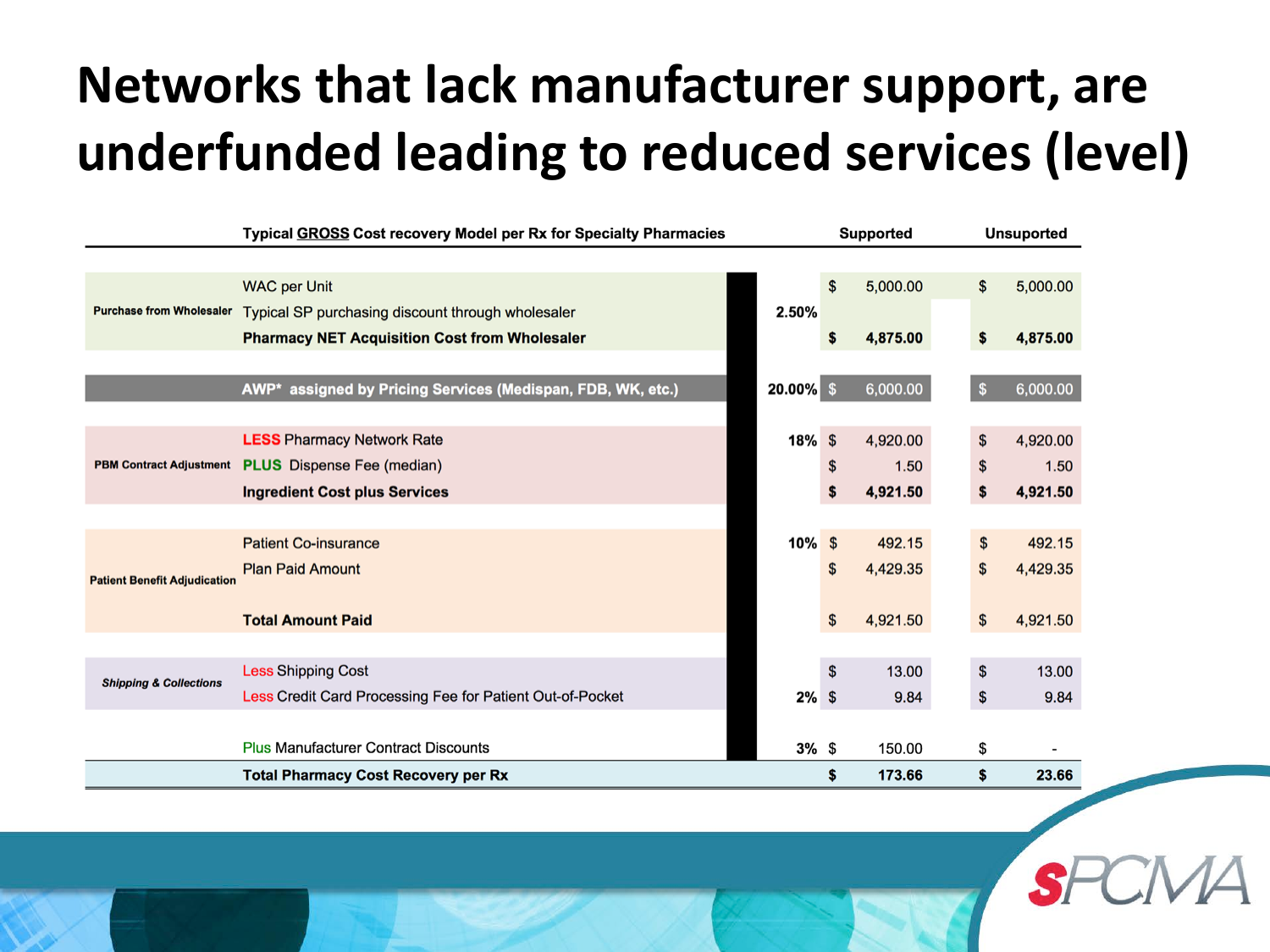# Networks that lack manufacturer support, are underfunded leading to reduced services (level)

| | Typical **GROSS** Cost recovery Model per Rx for Specialty Pharmacies | | Supported | Unsuported |
|---|---|---|---|---|
| Purchase from Wholesaler | WAC per Unit | | $ 5,000.00 | $ 5,000.00 |
| | Typical SP purchasing discount through wholesaler | 2.50% | | |
| | **Pharmacy NET Acquisition Cost from Wholesaler** | | **$ 4,875.00** | **$ 4,875.00** |
| | **AWP* assigned by Pricing Services (Medispan, FDB, WK, etc.)** | **20.00%** | $ 6,000.00 | $ 6,000.00 |
| PBM Contract Adjustment | LESS Pharmacy Network Rate | 18% | $ 4,920.00 | $ 4,920.00 |
| | PLUS Dispense Fee (median) | | $ 1.50 | $ 1.50 |
| | **Ingredient Cost plus Services** | | **$ 4,921.50** | **$ 4,921.50** |
| Patient Benefit Adjudication | Patient Co-insurance | 10% | $ 492.15 | $ 492.15 |
| | Plan Paid Amount | | $ 4,429.35 | $ 4,429.35 |
| | **Total Amount Paid** | | $ 4,921.50 | $ 4,921.50 |
| *Shipping & Collections* | Less Shipping Cost | | $ 13.00 | $ 13.00 |
| | Less Credit Card Processing Fee for Patient Out-of-Pocket | 2% | $ 9.84 | $ 9.84 |
| | Plus Manufacturer Contract Discounts | 3% | $ 150.00 | $ - |
| | **Total Pharmacy Cost Recovery per Rx** | | **$ 173.66** | **$ 23.66** |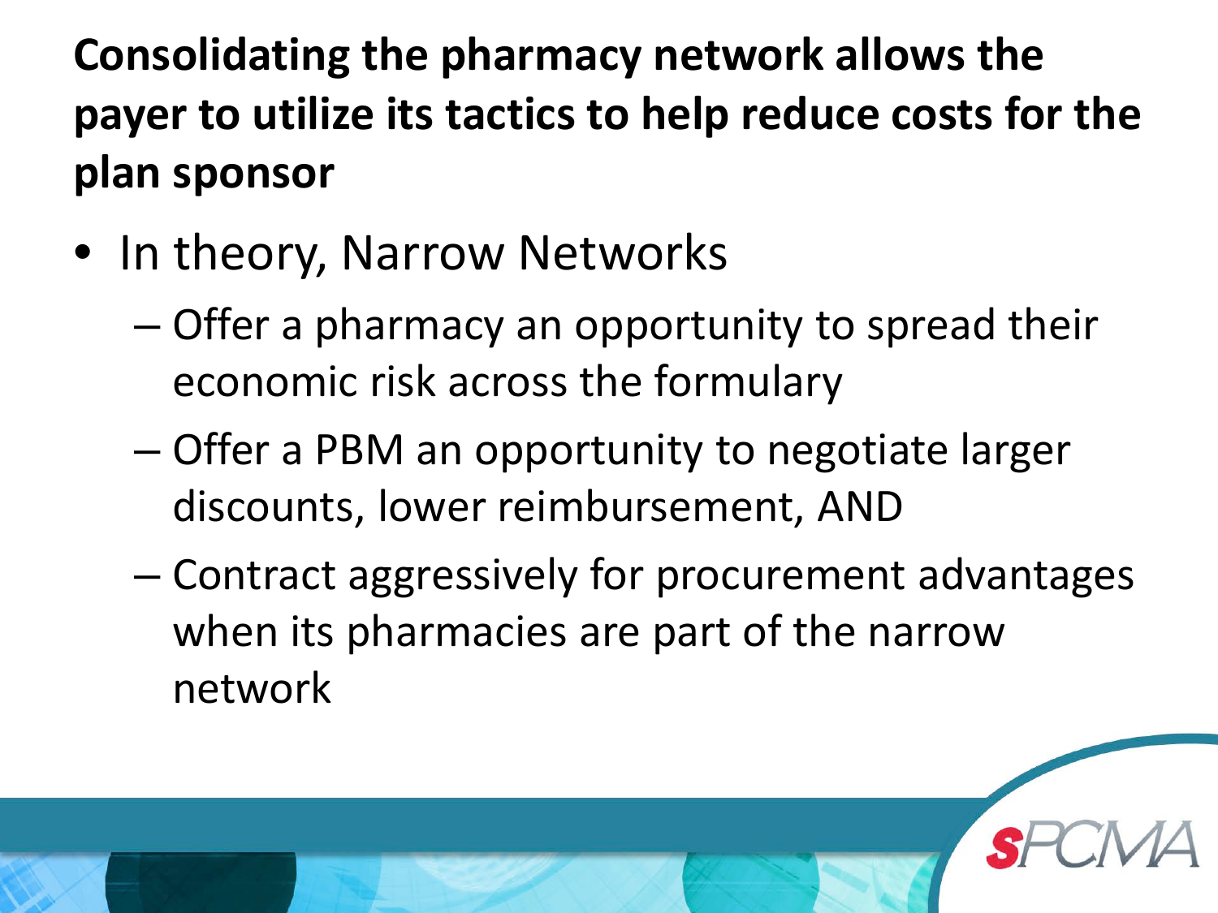## Consolidating the pharmacy network allows the payer to utilize its tactics to help reduce costs for the plan sponsor

- In theory, Narrow Networks
  - Offer a pharmacy an opportunity to spread their economic risk across the formulary
  - Offer a PBM an opportunity to negotiate larger discounts, lower reimbursement, AND
  - Contract aggressively for procurement advantages when its pharmacies are part of the narrow network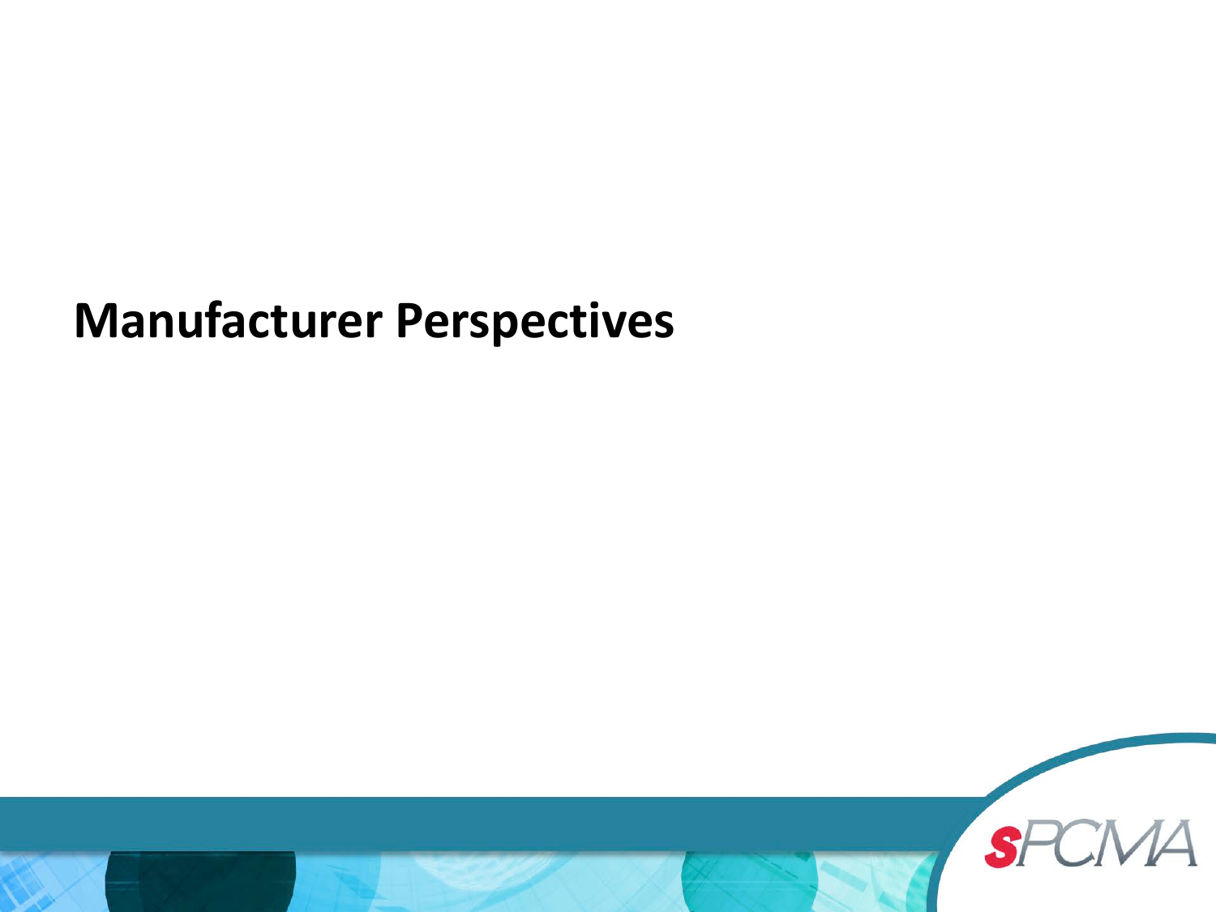# Manufacturer Perspectives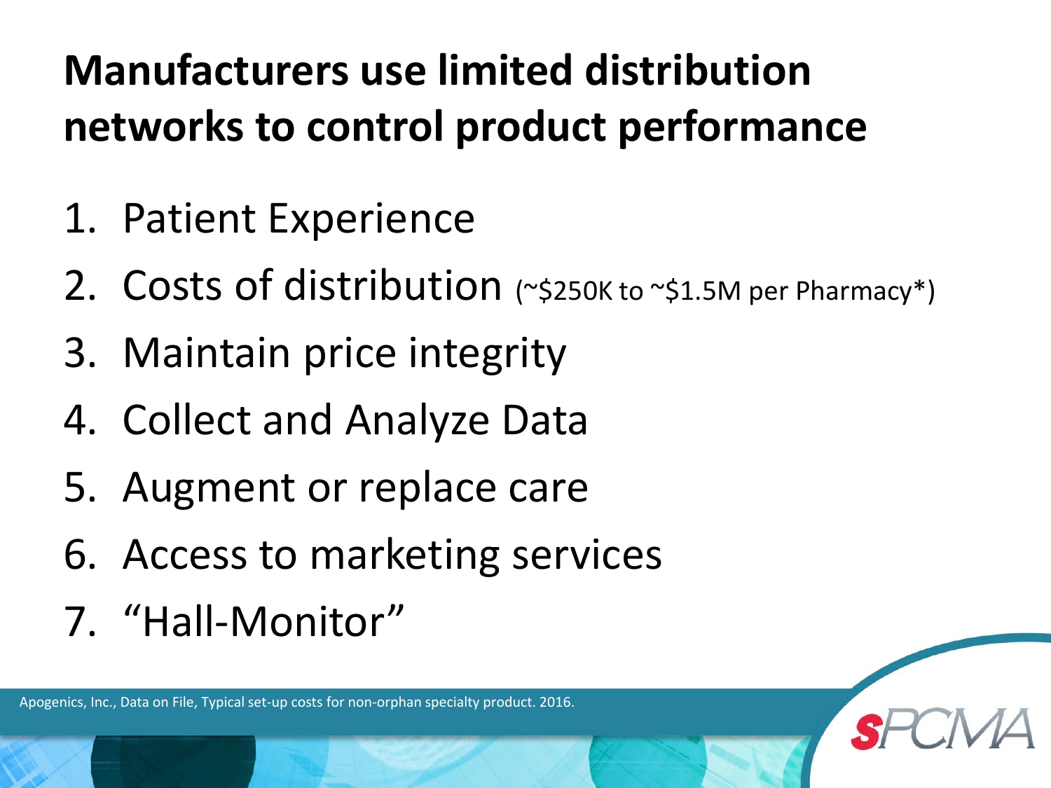# Manufacturers use limited distribution networks to control product performance

1. Patient Experience
2. Costs of distribution (~$250K to ~$1.5M per Pharmacy*)
3. Maintain price integrity
4. Collect and Analyze Data
5. Augment or replace care
6. Access to marketing services
7. "Hall-Monitor"

Apogenics, Inc., Data on File, Typical set-up costs for non-orphan specialty product. 2016.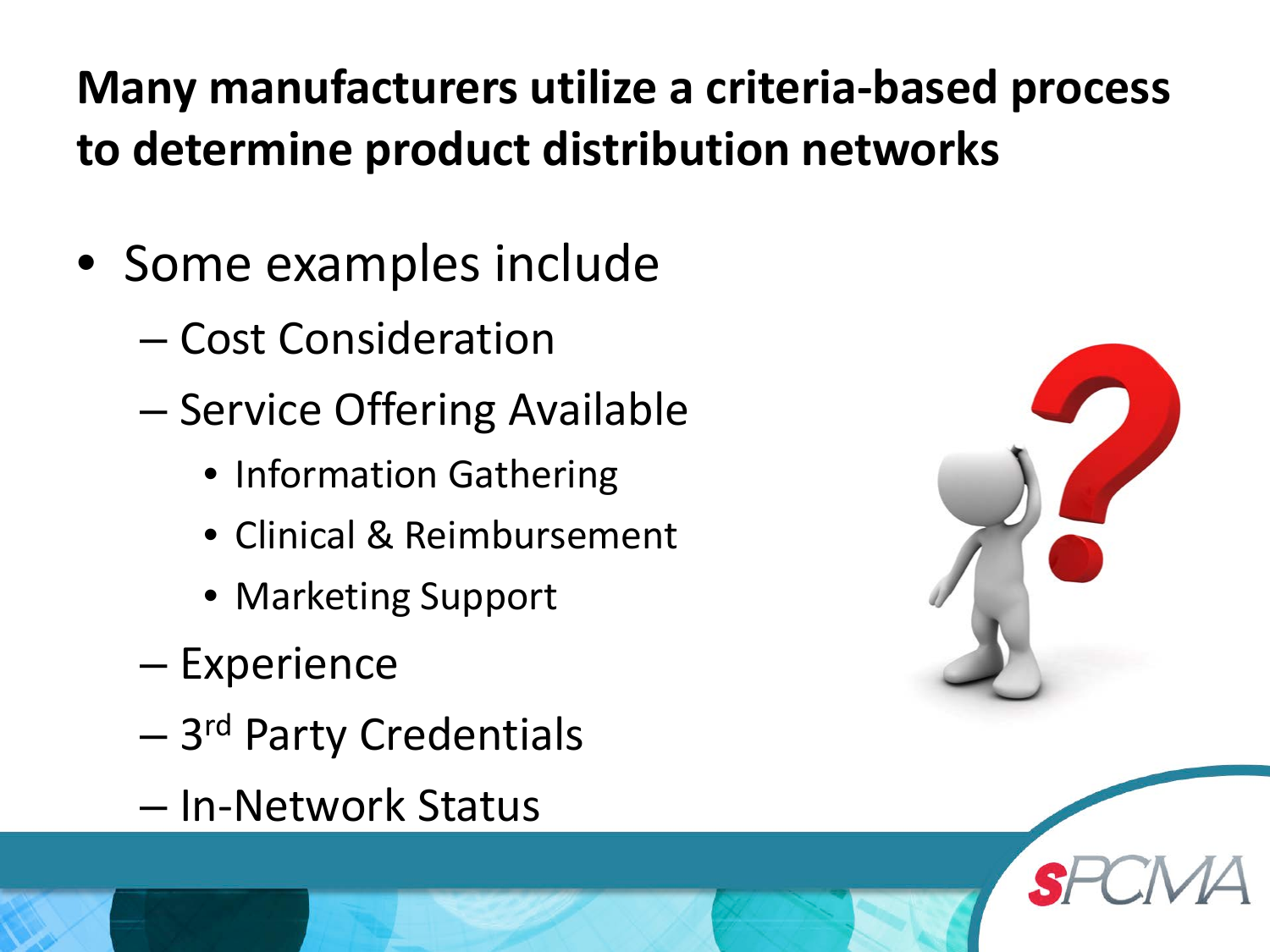## Many manufacturers utilize a criteria-based process to determine product distribution networks

- Some examples include
  - Cost Consideration
  - Service Offering Available
    - Information Gathering
    - Clinical & Reimbursement
    - Marketing Support
  - Experience
  - 3rd Party Credentials
  - In-Network Status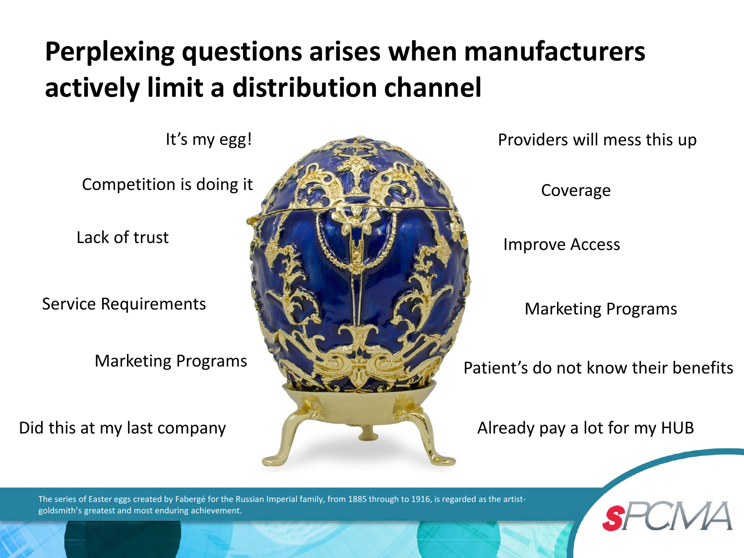# Perplexing questions arises when manufacturers actively limit a distribution channel

It's my egg!

Competition is doing it

Lack of trust

Service Requirements

Marketing Programs

Did this at my last company

Providers will mess this up

Coverage

Improve Access

Marketing Programs

Patient's do not know their benefits

Already pay a lot for my HUB

The series of Easter eggs created by Fabergé for the Russian Imperial family, from 1885 through to 1916, is regarded as the artist-goldsmith's greatest and most enduring achievement.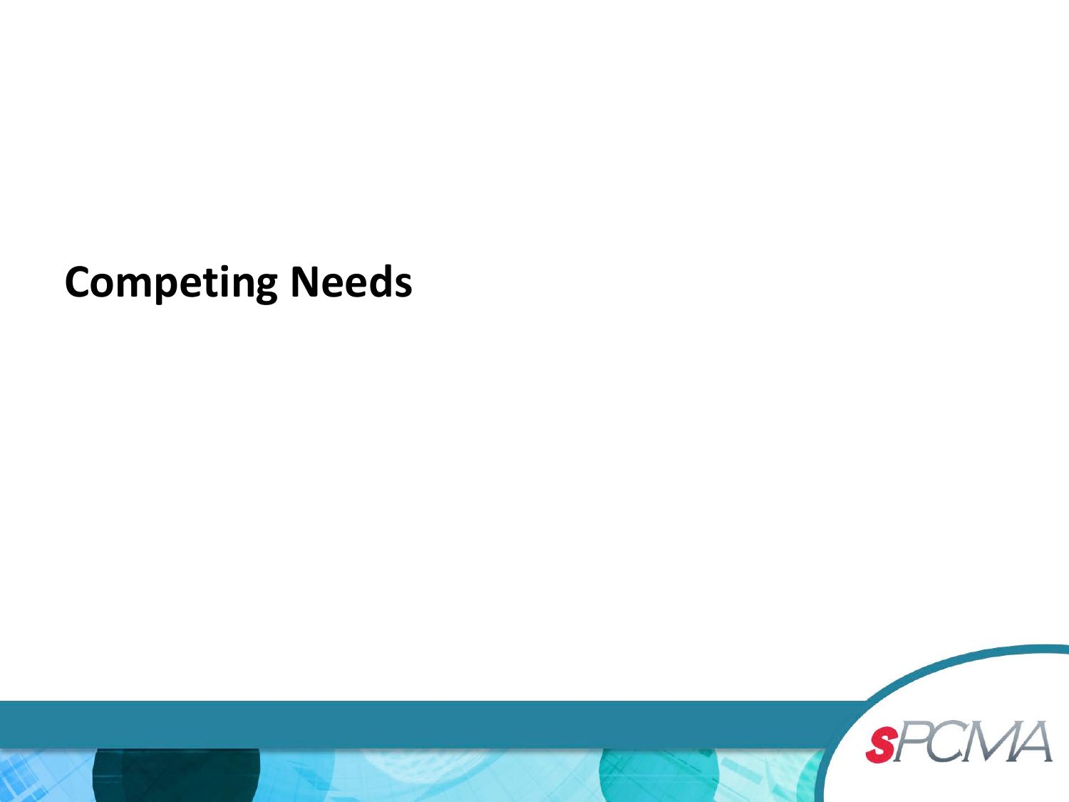# Competing Needs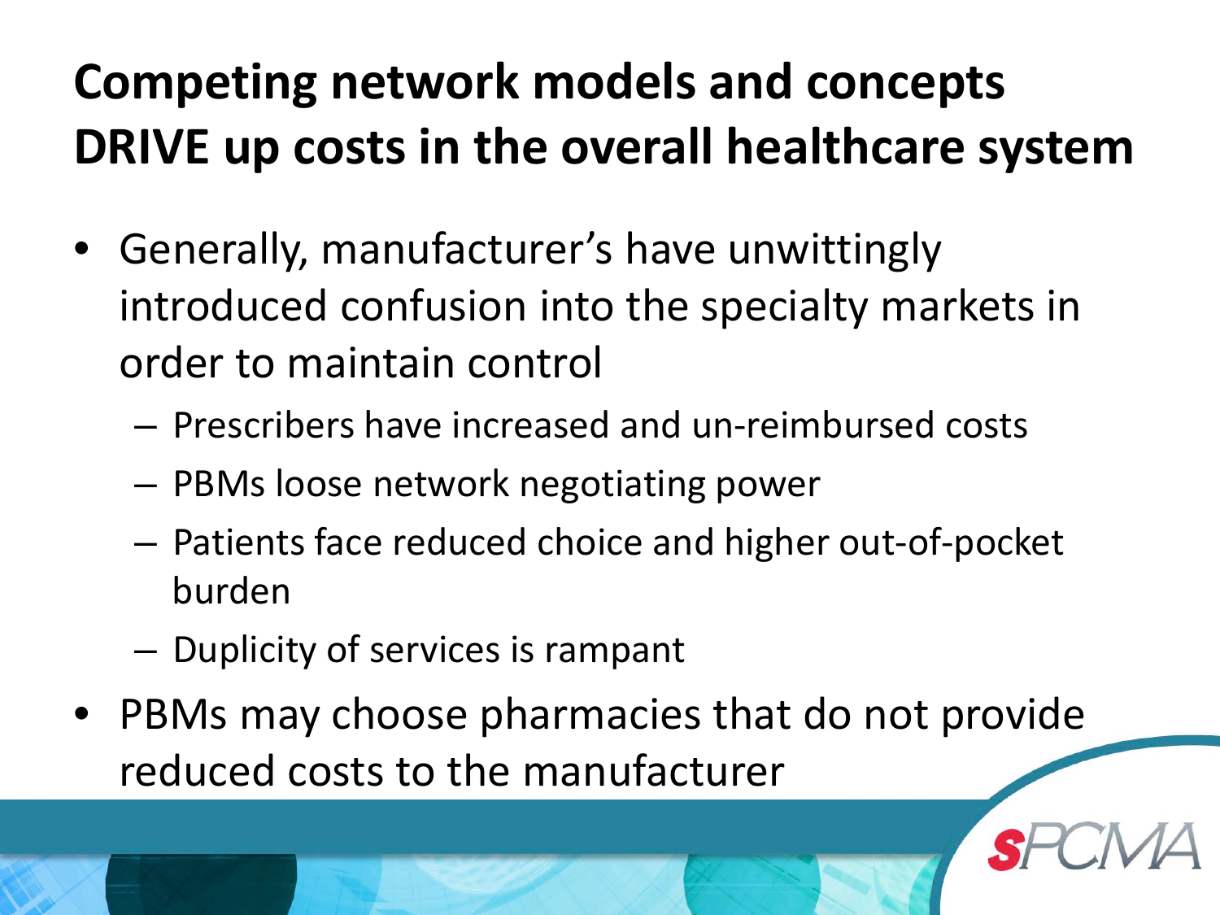# Competing network models and concepts DRIVE up costs in the overall healthcare system

- Generally, manufacturer's have unwittingly introduced confusion into the specialty markets in order to maintain control
  - Prescribers have increased and un-reimbursed costs
  - PBMs loose network negotiating power
  - Patients face reduced choice and higher out-of-pocket burden
  - Duplicity of services is rampant
- PBMs may choose pharmacies that do not provide reduced costs to the manufacturer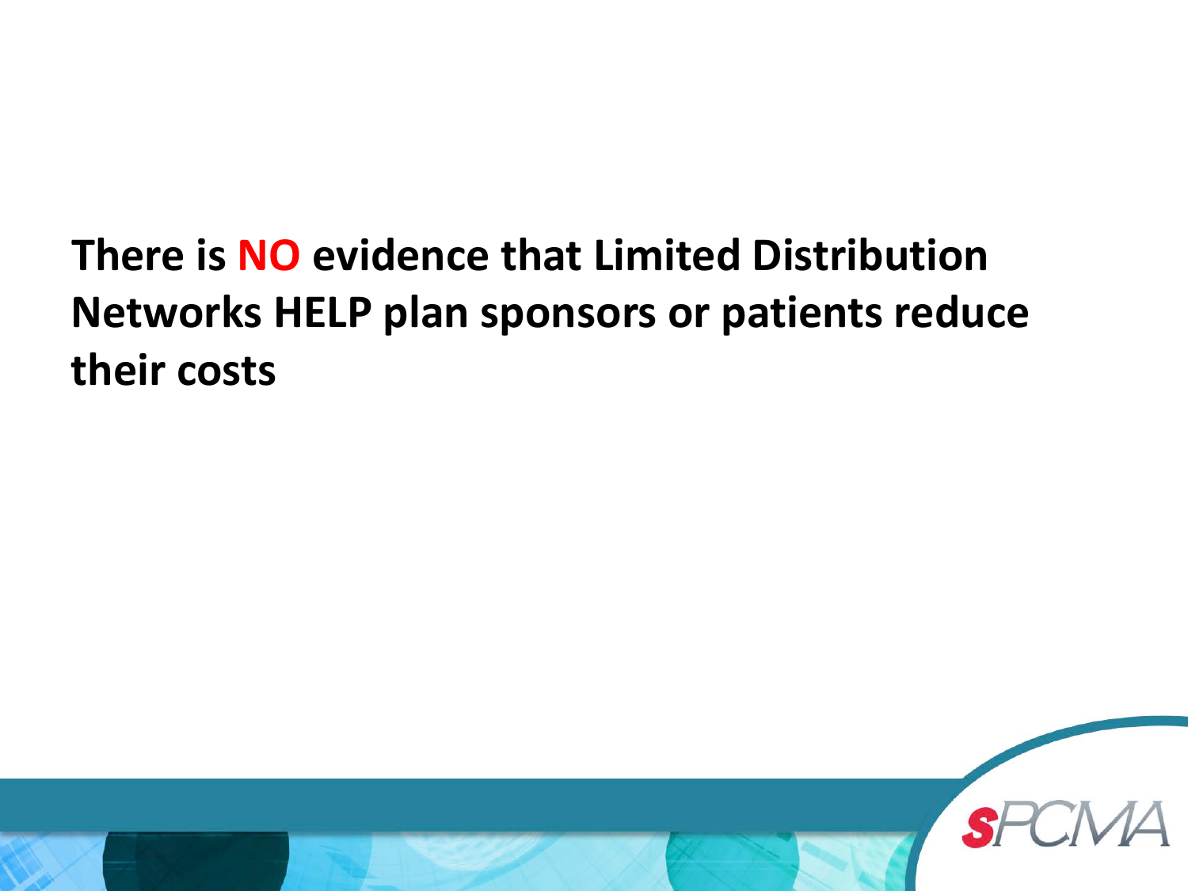**There is NO evidence that Limited Distribution Networks HELP plan sponsors or patients reduce their costs**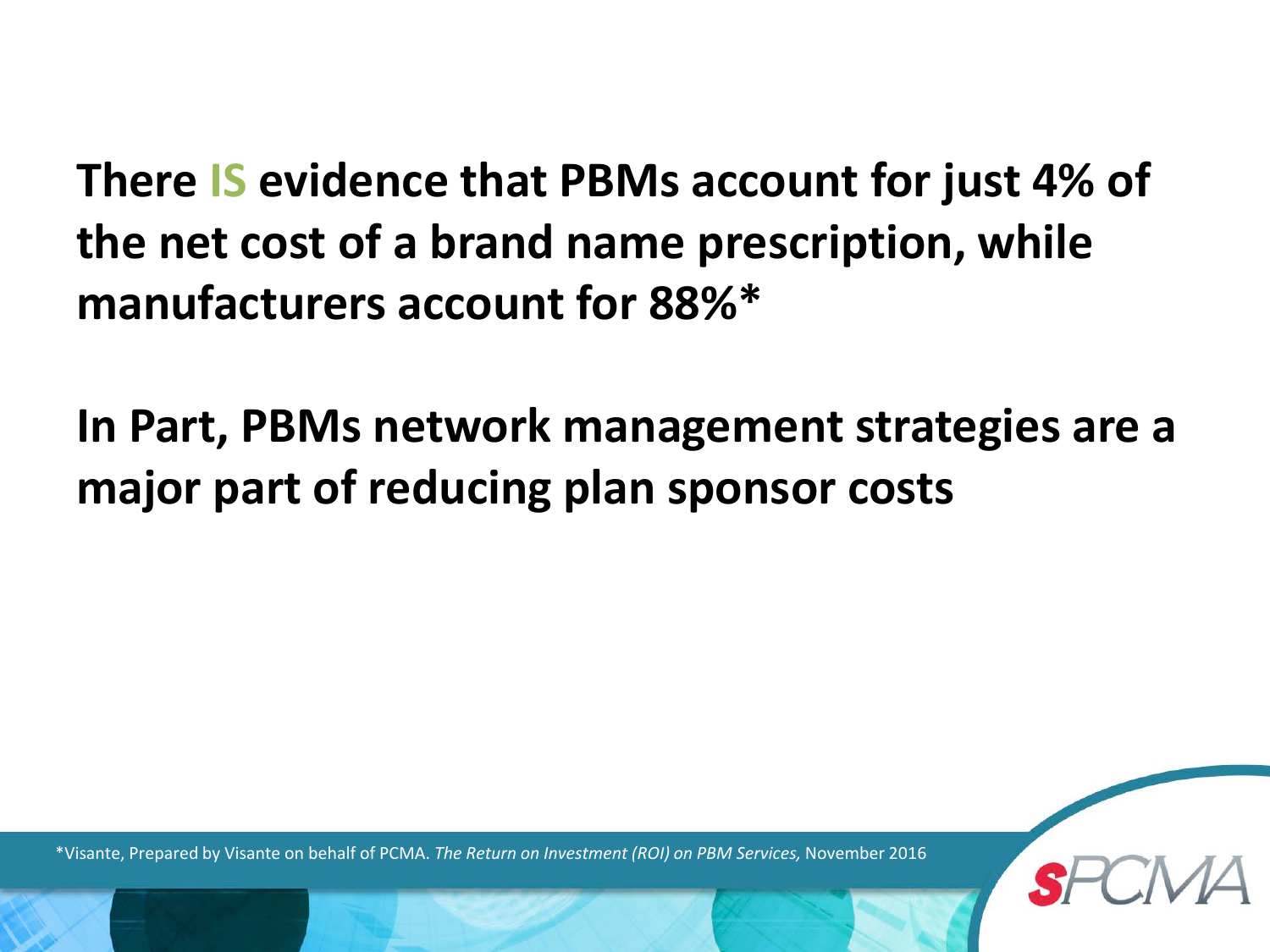**There IS evidence that PBMs account for just 4% of the net cost of a brand name prescription, while manufacturers account for 88%***

**In Part, PBMs network management strategies are a major part of reducing plan sponsor costs**

*Visante, Prepared by Visante on behalf of PCMA. *The Return on Investment (ROI) on PBM Services,* November 2016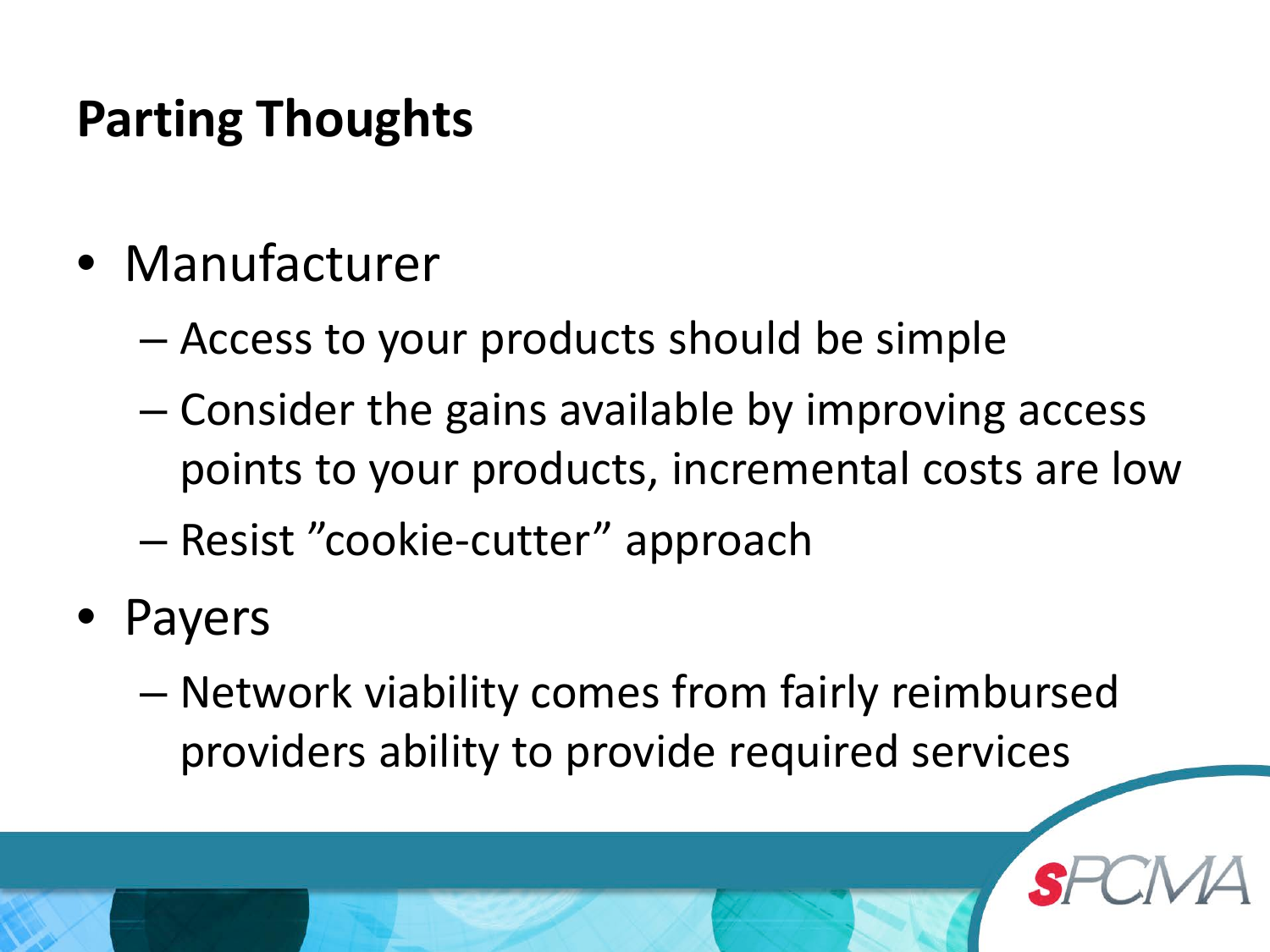# Parting Thoughts

- Manufacturer
  - Access to your products should be simple
  - Consider the gains available by improving access points to your products, incremental costs are low
  - Resist ”cookie-cutter” approach
- Payers
  - Network viability comes from fairly reimbursed providers ability to provide required services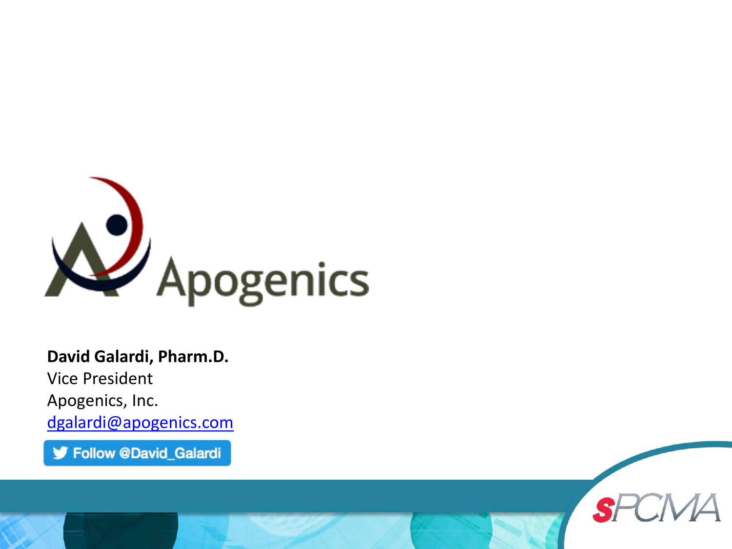Apogenics

**David Galardi, Pharm.D.**
Vice President
Apogenics, Inc.
dgalardi@apogenics.com

Follow @David_Galardi

SPCMA